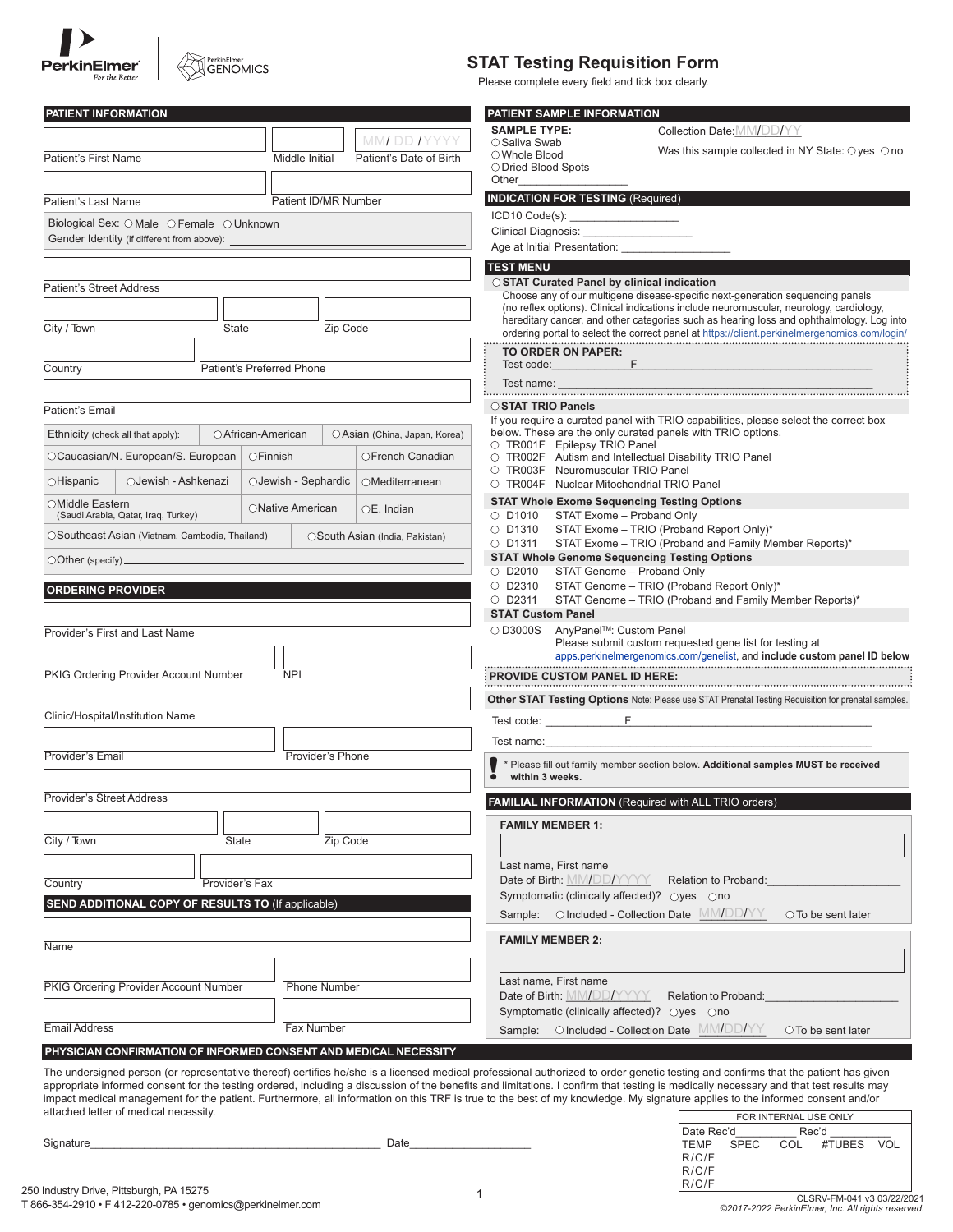PerkinElmer *For the Better* | PerkinElmer GENOMICS

# STAT Testing Requisition Form

Please complete every field and tick box clearly.

## PATIENT INFORMATION

Patient's First Name ____ Middle Initial ____ Patient's Date of Birth MM/ DD /YYYY

Patient's Last Name ____ Patient ID/MR Number ____

Biological Sex: ○ Male ○ Female ○ Unknown

Gender Identity (if different from above): ____

Patient's Street Address ____

City / Town ____ State ____ Zip Code ____

Country ____ Patient's Preferred Phone ____

Patient's Email ____

| Ethnicity (check all that apply): | ○African-American | ○Asian (China, Japan, Korea) |
|---|---|---|
| ○Caucasian/N. European/S. European | ○Finnish | ○French Canadian |
| ○Hispanic ○Jewish - Ashkenazi | ○Jewish - Sephardic | ○Mediterranean |
| ○Middle Eastern (Saudi Arabia, Qatar, Iraq, Turkey) | ○Native American | ○E. Indian |
| ○Southeast Asian (Vietnam, Cambodia, Thailand) | ○South Asian (India, Pakistan) | |
| ○Other (specify) ____ | | |

## ORDERING PROVIDER

Provider's First and Last Name ____

PKIG Ordering Provider Account Number ____ NPI ____

Clinic/Hospital/Institution Name ____

Provider's Email ____ Provider's Phone ____

Provider's Street Address ____

City / Town ____ State ____ Zip Code ____

Country ____ Provider's Fax ____

## SEND ADDITIONAL COPY OF RESULTS TO (If applicable)

Name ____

PKIG Ordering Provider Account Number ____ Phone Number ____

Email Address ____ Fax Number ____

## PATIENT SAMPLE INFORMATION

**SAMPLE TYPE:**
- ○ Saliva Swab
- ○ Whole Blood
- ○ Dried Blood Spots
- Other____

Collection Date: MM/DD/YY

Was this sample collected in NY State: ○ yes ○ no

## INDICATION FOR TESTING (Required)

ICD10 Code(s): ____

Clinical Diagnosis: ____

Age at Initial Presentation: ____

## TEST MENU

**○ STAT Curated Panel by clinical indication**

Choose any of our multigene disease-specific next-generation sequencing panels (no reflex options). Clinical indications include neuromuscular, neurology, cardiology, hereditary cancer, and other categories such as hearing loss and ophthalmology. Log into ordering portal to select the correct panel at https://client.perkinelmergenomics.com/login/

**TO ORDER ON PAPER:**
Test code:____F____
Test name: ____

**○ STAT TRIO Panels**

If you require a curated panel with TRIO capabilities, please select the correct box below. These are the only curated panels with TRIO options.
- ○ TR001F Epilepsy TRIO Panel
- ○ TR002F Autism and Intellectual Disability TRIO Panel
- ○ TR003F Neuromuscular TRIO Panel
- ○ TR004F Nuclear Mitochondrial TRIO Panel

**STAT Whole Exome Sequencing Testing Options**
- ○ D1010 STAT Exome – Proband Only
- ○ D1310 STAT Exome – TRIO (Proband Report Only)*
- ○ D1311 STAT Exome – TRIO (Proband and Family Member Reports)*

**STAT Whole Genome Sequencing Testing Options**
- ○ D2010 STAT Genome – Proband Only
- ○ D2310 STAT Genome – TRIO (Proband Report Only)*
- ○ D2311 STAT Genome – TRIO (Proband and Family Member Reports)*

**STAT Custom Panel**
- ○ D3000S AnyPanel™: Custom Panel
  Please submit custom requested gene list for testing at apps.perkinelmergenomics.com/genelist, and **include custom panel ID below**

**PROVIDE CUSTOM PANEL ID HERE:**

**Other STAT Testing Options** Note: Please use STAT Prenatal Testing Requisition for prenatal samples.

Test code: ____F____

Test name: ____

**!** * Please fill out family member section below. **Additional samples MUST be received within 3 weeks.**

## FAMILIAL INFORMATION (Required with ALL TRIO orders)

**FAMILY MEMBER 1:**

Last name, First name ____

Date of Birth: MM/DD/YYYY Relation to Proband: ____

Symptomatic (clinically affected)? ○yes ○no

Sample: ○ Included - Collection Date MM/DD/YY ○ To be sent later

**FAMILY MEMBER 2:**

Last name, First name ____

Date of Birth: MM/DD/YYYY Relation to Proband: ____

Symptomatic (clinically affected)? ○yes ○no

Sample: ○ Included - Collection Date MM/DD/YY ○ To be sent later

## PHYSICIAN CONFIRMATION OF INFORMED CONSENT AND MEDICAL NECESSITY

The undersigned person (or representative thereof) certifies he/she is a licensed medical professional authorized to order genetic testing and confirms that the patient has given appropriate informed consent for the testing ordered, including a discussion of the benefits and limitations. I confirm that testing is medically necessary and that test results may impact medical management for the patient. Furthermore, all information on this TRF is true to the best of my knowledge. My signature applies to the informed consent and/or attached letter of medical necessity.

Signature____ Date____

| FOR INTERNAL USE ONLY | | | | |
|---|---|---|---|---|
| Date Rec'd____ | Rec'd ____ | | | |
| TEMP | SPEC | COL | #TUBES | VOL |
| R/C/F | | | | |
| R/C/F | | | | |
| R/C/F | | | | |

250 Industry Drive, Pittsburgh, PA 15275
T 866-354-2910 • F 412-220-0785 • genomics@perkinelmer.com

CLSRV-FM-041 v3 03/22/2021
*©2017-2022 PerkinElmer, Inc. All rights reserved.*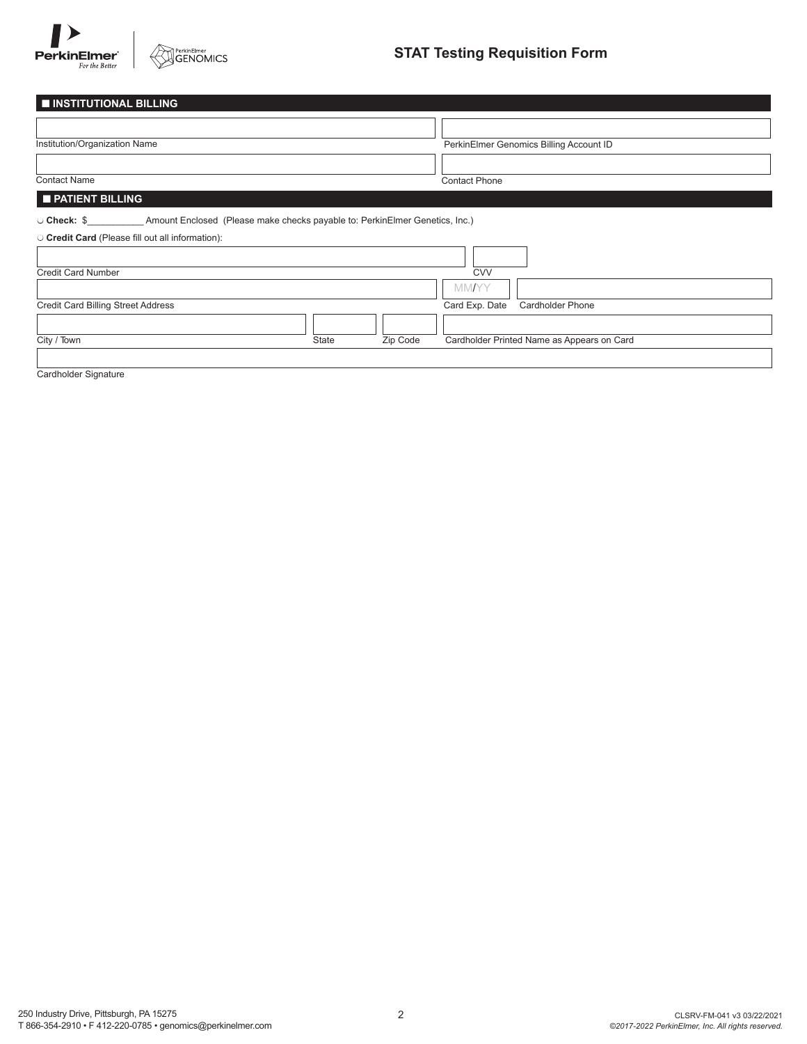# STAT Testing Requisition Form

## ■ INSTITUTIONAL BILLING

Institution/Organization Name

PerkinElmer Genomics Billing Account ID

Contact Name

Contact Phone

## ■ PATIENT BILLING

◡ **Check:** $__________ Amount Enclosed (Please make checks payable to: PerkinElmer Genetics, Inc.)

◡ **Credit Card** (Please fill out all information):

Credit Card Number

CVV

Credit Card Billing Street Address

MM/YY

Card Exp. Date

Cardholder Phone

City / Town

State

Zip Code

Cardholder Printed Name as Appears on Card

Cardholder Signature

250 Industry Drive, Pittsburgh, PA 15275
T 866-354-2910 • F 412-220-0785 • genomics@perkinelmer.com

CLSRV-FM-041 v3 03/22/2021
*©2017-2022 PerkinElmer, Inc. All rights reserved.*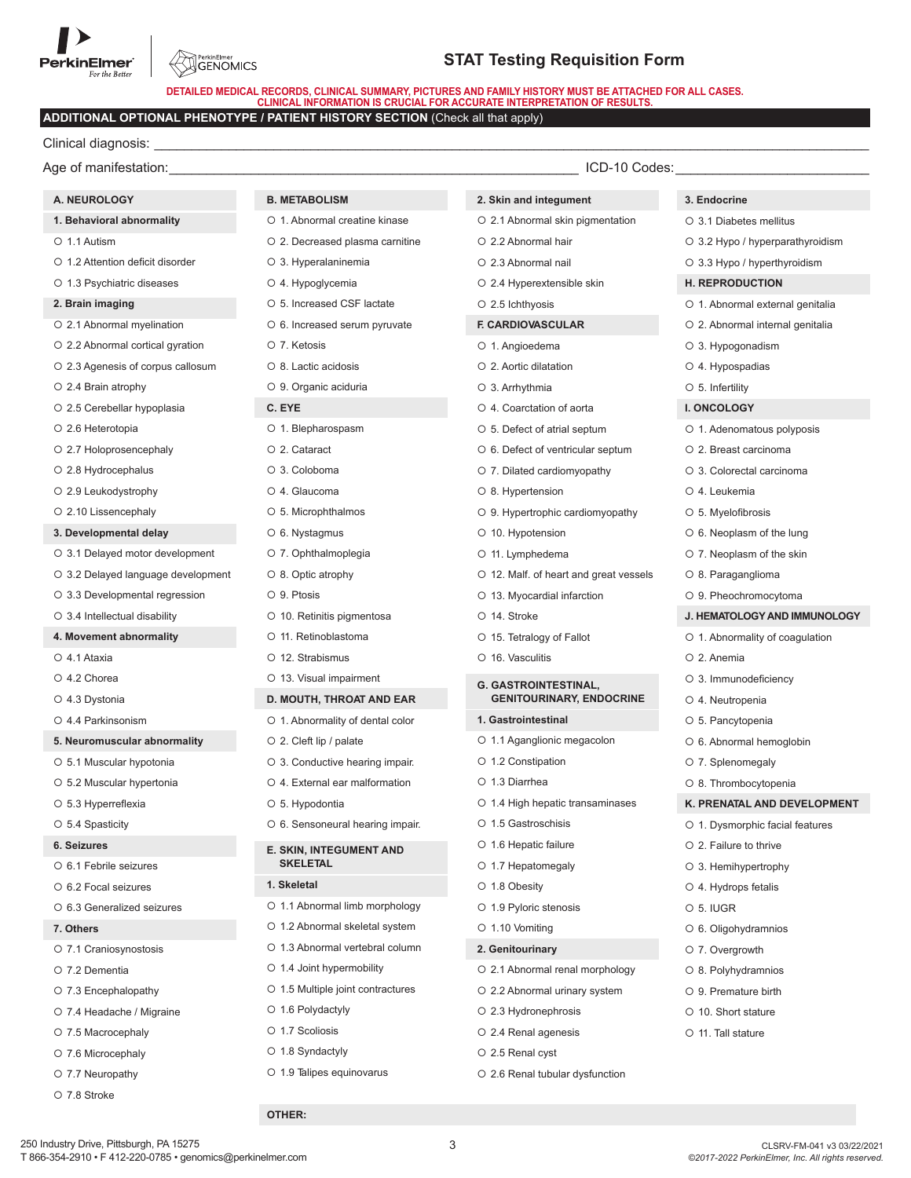# STAT Testing Requisition Form

**DETAILED MEDICAL RECORDS, CLINICAL SUMMARY, PICTURES AND FAMILY HISTORY MUST BE ATTACHED FOR ALL CASES. CLINICAL INFORMATION IS CRUCIAL FOR ACCURATE INTERPRETATION OF RESULTS.**

## ADDITIONAL OPTIONAL PHENOTYPE / PATIENT HISTORY SECTION (Check all that apply)

Clinical diagnosis: ______________________________

Age of manifestation: ______________________ ICD-10 Codes: ______________________

### A. NEUROLOGY

**1. Behavioral abnormality**
- ○ 1.1 Autism
- ○ 1.2 Attention deficit disorder
- ○ 1.3 Psychiatric diseases

**2. Brain imaging**
- ○ 2.1 Abnormal myelination
- ○ 2.2 Abnormal cortical gyration
- ○ 2.3 Agenesis of corpus callosum
- ○ 2.4 Brain atrophy
- ○ 2.5 Cerebellar hypoplasia
- ○ 2.6 Heterotopia
- ○ 2.7 Holoprosencephaly
- ○ 2.8 Hydrocephalus
- ○ 2.9 Leukodystrophy
- ○ 2.10 Lissencephaly

**3. Developmental delay**
- ○ 3.1 Delayed motor development
- ○ 3.2 Delayed language development
- ○ 3.3 Developmental regression
- ○ 3.4 Intellectual disability

**4. Movement abnormality**
- ○ 4.1 Ataxia
- ○ 4.2 Chorea
- ○ 4.3 Dystonia
- ○ 4.4 Parkinsonism

**5. Neuromuscular abnormality**
- ○ 5.1 Muscular hypotonia
- ○ 5.2 Muscular hypertonia
- ○ 5.3 Hyperreflexia
- ○ 5.4 Spasticity

**6. Seizures**
- ○ 6.1 Febrile seizures
- ○ 6.2 Focal seizures
- ○ 6.3 Generalized seizures

**7. Others**
- ○ 7.1 Craniosynostosis
- ○ 7.2 Dementia
- ○ 7.3 Encephalopathy
- ○ 7.4 Headache / Migraine
- ○ 7.5 Macrocephaly
- ○ 7.6 Microcephaly
- ○ 7.7 Neuropathy
- ○ 7.8 Stroke

### B. METABOLISM
- ○ 1. Abnormal creatine kinase
- ○ 2. Decreased plasma carnitine
- ○ 3. Hyperalaninemia
- ○ 4. Hypoglycemia
- ○ 5. Increased CSF lactate
- ○ 6. Increased serum pyruvate
- ○ 7. Ketosis
- ○ 8. Lactic acidosis
- ○ 9. Organic aciduria

### C. EYE
- ○ 1. Blepharospasm
- ○ 2. Cataract
- ○ 3. Coloboma
- ○ 4. Glaucoma
- ○ 5. Microphthalmos
- ○ 6. Nystagmus
- ○ 7. Ophthalmoplegia
- ○ 8. Optic atrophy
- ○ 9. Ptosis
- ○ 10. Retinitis pigmentosa
- ○ 11. Retinoblastoma
- ○ 12. Strabismus
- ○ 13. Visual impairment

### D. MOUTH, THROAT AND EAR
- ○ 1. Abnormality of dental color
- ○ 2. Cleft lip / palate
- ○ 3. Conductive hearing impair.
- ○ 4. External ear malformation
- ○ 5. Hypodontia
- ○ 6. Sensoneural hearing impair.

### E. SKIN, INTEGUMENT AND SKELETAL

**1. Skeletal**
- ○ 1.1 Abnormal limb morphology
- ○ 1.2 Abnormal skeletal system
- ○ 1.3 Abnormal vertebral column
- ○ 1.4 Joint hypermobility
- ○ 1.5 Multiple joint contractures
- ○ 1.6 Polydactyly
- ○ 1.7 Scoliosis
- ○ 1.8 Syndactyly
- ○ 1.9 Talipes equinovarus

**2. Skin and integument**
- ○ 2.1 Abnormal skin pigmentation
- ○ 2.2 Abnormal hair
- ○ 2.3 Abnormal nail
- ○ 2.4 Hyperextensible skin
- ○ 2.5 Ichthyosis

### F. CARDIOVASCULAR
- ○ 1. Angioedema
- ○ 2. Aortic dilatation
- ○ 3. Arrhythmia
- ○ 4. Coarctation of aorta
- ○ 5. Defect of atrial septum
- ○ 6. Defect of ventricular septum
- ○ 7. Dilated cardiomyopathy
- ○ 8. Hypertension
- ○ 9. Hypertrophic cardiomyopathy
- ○ 10. Hypotension
- ○ 11. Lymphedema
- ○ 12. Malf. of heart and great vessels
- ○ 13. Myocardial infarction
- ○ 14. Stroke
- ○ 15. Tetralogy of Fallot
- ○ 16. Vasculitis

### G. GASTROINTESTINAL, GENITOURINARY, ENDOCRINE

**1. Gastrointestinal**
- ○ 1.1 Aganglionic megacolon
- ○ 1.2 Constipation
- ○ 1.3 Diarrhea
- ○ 1.4 High hepatic transaminases
- ○ 1.5 Gastroschisis
- ○ 1.6 Hepatic failure
- ○ 1.7 Hepatomegaly
- ○ 1.8 Obesity
- ○ 1.9 Pyloric stenosis
- ○ 1.10 Vomiting

**2. Genitourinary**
- ○ 2.1 Abnormal renal morphology
- ○ 2.2 Abnormal urinary system
- ○ 2.3 Hydronephrosis
- ○ 2.4 Renal agenesis
- ○ 2.5 Renal cyst
- ○ 2.6 Renal tubular dysfunction

**3. Endocrine**
- ○ 3.1 Diabetes mellitus
- ○ 3.2 Hypo / hyperparathyroidism
- ○ 3.3 Hypo / hyperthyroidism

### H. REPRODUCTION
- ○ 1. Abnormal external genitalia
- ○ 2. Abnormal internal genitalia
- ○ 3. Hypogonadism
- ○ 4. Hypospadias
- ○ 5. Infertility

### I. ONCOLOGY
- ○ 1. Adenomatous polyposis
- ○ 2. Breast carcinoma
- ○ 3. Colorectal carcinoma
- ○ 4. Leukemia
- ○ 5. Myelofibrosis
- ○ 6. Neoplasm of the lung
- ○ 7. Neoplasm of the skin
- ○ 8. Paraganglioma
- ○ 9. Pheochromocytoma

### J. HEMATOLOGY AND IMMUNOLOGY
- ○ 1. Abnormality of coagulation
- ○ 2. Anemia
- ○ 3. Immunodeficiency
- ○ 4. Neutropenia
- ○ 5. Pancytopenia
- ○ 6. Abnormal hemoglobin
- ○ 7. Splenomegaly
- ○ 8. Thrombocytopenia

### K. PRENATAL AND DEVELOPMENT
- ○ 1. Dysmorphic facial features
- ○ 2. Failure to thrive
- ○ 3. Hemihypertrophy
- ○ 4. Hydrops fetalis
- ○ 5. IUGR
- ○ 6. Oligohydramnios
- ○ 7. Overgrowth
- ○ 8. Polyhydramnios
- ○ 9. Premature birth
- ○ 10. Short stature
- ○ 11. Tall stature

**OTHER:**

250 Industry Drive, Pittsburgh, PA 15275
T 866-354-2910 • F 412-220-0785 • genomics@perkinelmer.com

CLSRV-FM-041 v3 03/22/2021
*©2017-2022 PerkinElmer, Inc. All rights reserved.*